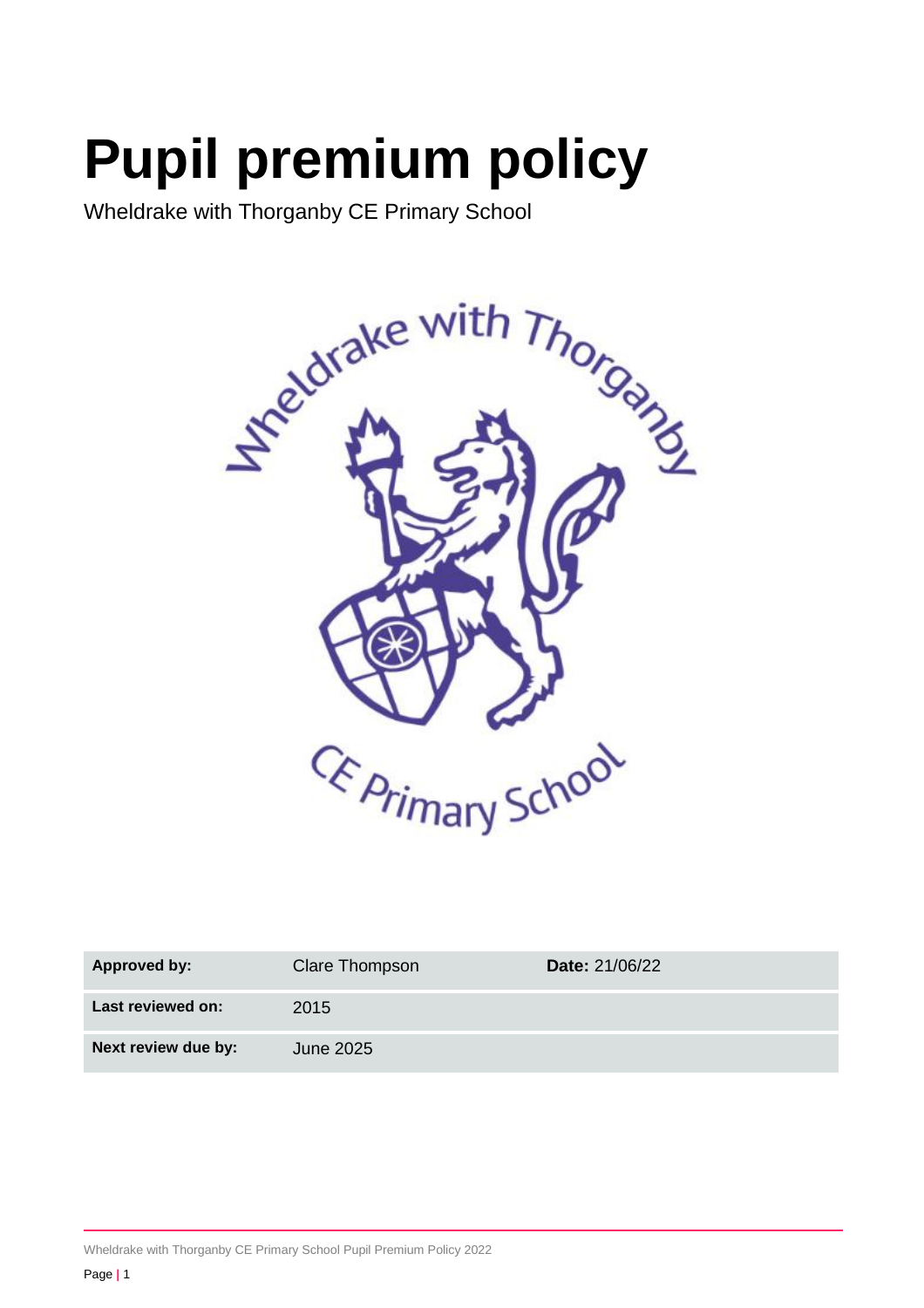# Pupil premium policy

Wheldrake with Thorganby CE Primary School

| **Approved by:** | Clare Thompson | **Date:** 21/06/22 |
|---|---|---|
| **Last reviewed on:** | 2015 | |
| **Next review due by:** | June 2025 | |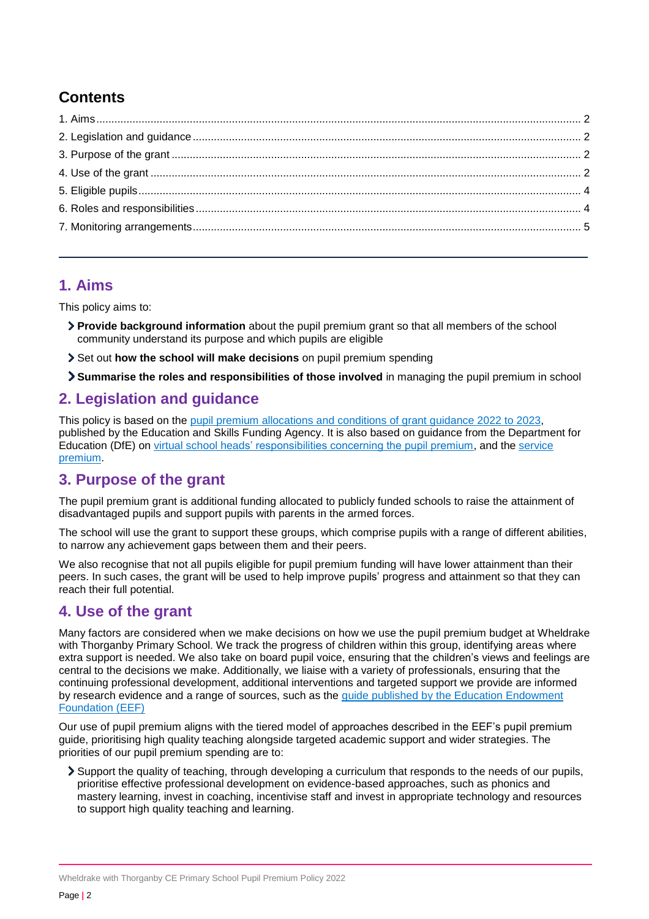## Contents

1. Aims ........ 2
2. Legislation and guidance ........ 2
3. Purpose of the grant ........ 2
4. Use of the grant ........ 2
5. Eligible pupils ........ 4
6. Roles and responsibilities ........ 4
7. Monitoring arrangements ........ 5

---

## 1. Aims

This policy aims to:

- **Provide background information** about the pupil premium grant so that all members of the school community understand its purpose and which pupils are eligible
- Set out **how the school will make decisions** on pupil premium spending
- **Summarise the roles and responsibilities of those involved** in managing the pupil premium in school

## 2. Legislation and guidance

This policy is based on the pupil premium allocations and conditions of grant guidance 2022 to 2023, published by the Education and Skills Funding Agency. It is also based on guidance from the Department for Education (DfE) on virtual school heads' responsibilities concerning the pupil premium, and the service premium.

## 3. Purpose of the grant

The pupil premium grant is additional funding allocated to publicly funded schools to raise the attainment of disadvantaged pupils and support pupils with parents in the armed forces.

The school will use the grant to support these groups, which comprise pupils with a range of different abilities, to narrow any achievement gaps between them and their peers.

We also recognise that not all pupils eligible for pupil premium funding will have lower attainment than their peers. In such cases, the grant will be used to help improve pupils' progress and attainment so that they can reach their full potential.

## 4. Use of the grant

Many factors are considered when we make decisions on how we use the pupil premium budget at Wheldrake with Thorganby Primary School. We track the progress of children within this group, identifying areas where extra support is needed. We also take on board pupil voice, ensuring that the children's views and feelings are central to the decisions we make. Additionally, we liaise with a variety of professionals, ensuring that the continuing professional development, additional interventions and targeted support we provide are informed by research evidence and a range of sources, such as the guide published by the Education Endowment Foundation (EEF)

Our use of pupil premium aligns with the tiered model of approaches described in the EEF's pupil premium guide, prioritising high quality teaching alongside targeted academic support and wider strategies. The priorities of our pupil premium spending are to:

- Support the quality of teaching, through developing a curriculum that responds to the needs of our pupils, prioritise effective professional development on evidence-based approaches, such as phonics and mastery learning, invest in coaching, incentivise staff and invest in appropriate technology and resources to support high quality teaching and learning.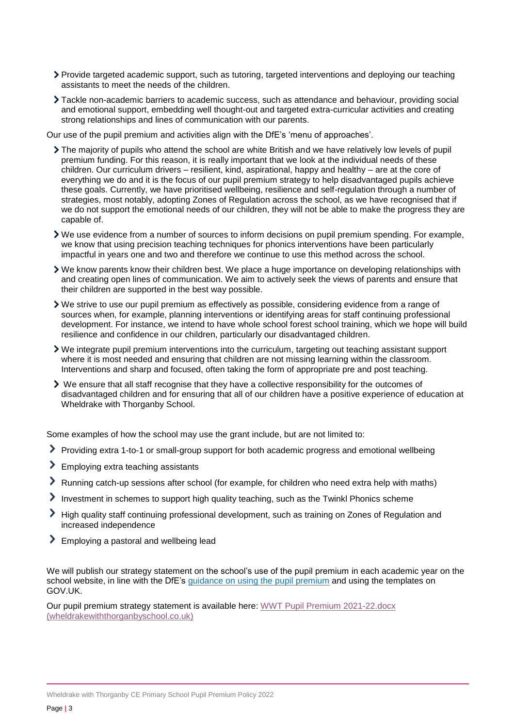- Provide targeted academic support, such as tutoring, targeted interventions and deploying our teaching assistants to meet the needs of the children.
- Tackle non-academic barriers to academic success, such as attendance and behaviour, providing social and emotional support, embedding well thought-out and targeted extra-curricular activities and creating strong relationships and lines of communication with our parents.

Our use of the pupil premium and activities align with the DfE's 'menu of approaches'.

- The majority of pupils who attend the school are white British and we have relatively low levels of pupil premium funding. For this reason, it is really important that we look at the individual needs of these children. Our curriculum drivers – resilient, kind, aspirational, happy and healthy – are at the core of everything we do and it is the focus of our pupil premium strategy to help disadvantaged pupils achieve these goals. Currently, we have prioritised wellbeing, resilience and self-regulation through a number of strategies, most notably, adopting Zones of Regulation across the school, as we have recognised that if we do not support the emotional needs of our children, they will not be able to make the progress they are capable of.
- We use evidence from a number of sources to inform decisions on pupil premium spending. For example, we know that using precision teaching techniques for phonics interventions have been particularly impactful in years one and two and therefore we continue to use this method across the school.
- We know parents know their children best. We place a huge importance on developing relationships with and creating open lines of communication. We aim to actively seek the views of parents and ensure that their children are supported in the best way possible.
- We strive to use our pupil premium as effectively as possible, considering evidence from a range of sources when, for example, planning interventions or identifying areas for staff continuing professional development. For instance, we intend to have whole school forest school training, which we hope will build resilience and confidence in our children, particularly our disadvantaged children.
- We integrate pupil premium interventions into the curriculum, targeting out teaching assistant support where it is most needed and ensuring that children are not missing learning within the classroom. Interventions and sharp and focused, often taking the form of appropriate pre and post teaching.
- We ensure that all staff recognise that they have a collective responsibility for the outcomes of disadvantaged children and for ensuring that all of our children have a positive experience of education at Wheldrake with Thorganby School.

Some examples of how the school may use the grant include, but are not limited to:

- Providing extra 1-to-1 or small-group support for both academic progress and emotional wellbeing
- Employing extra teaching assistants
- Running catch-up sessions after school (for example, for children who need extra help with maths)
- Investment in schemes to support high quality teaching, such as the Twinkl Phonics scheme
- High quality staff continuing professional development, such as training on Zones of Regulation and increased independence
- Employing a pastoral and wellbeing lead

We will publish our strategy statement on the school's use of the pupil premium in each academic year on the school website, in line with the DfE's guidance on using the pupil premium and using the templates on GOV.UK.

Our pupil premium strategy statement is available here: WWT Pupil Premium 2021-22.docx (wheldrakewiththorganbyschool.co.uk)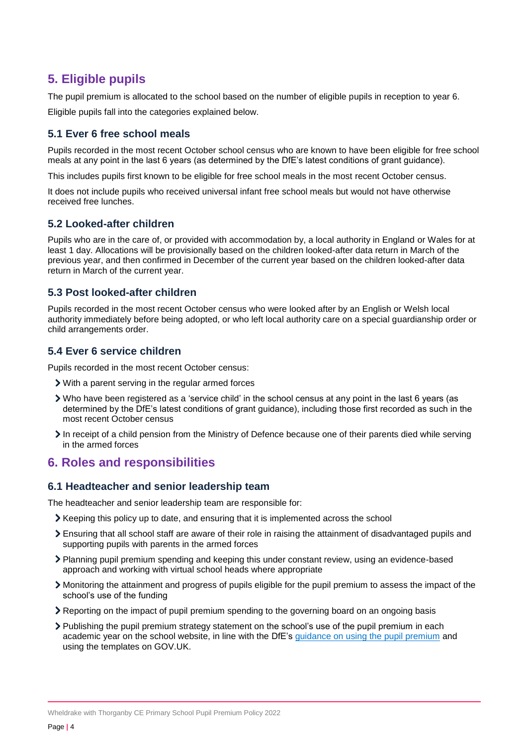## 5. Eligible pupils

The pupil premium is allocated to the school based on the number of eligible pupils in reception to year 6.

Eligible pupils fall into the categories explained below.

### 5.1 Ever 6 free school meals

Pupils recorded in the most recent October school census who are known to have been eligible for free school meals at any point in the last 6 years (as determined by the DfE's latest conditions of grant guidance).

This includes pupils first known to be eligible for free school meals in the most recent October census.

It does not include pupils who received universal infant free school meals but would not have otherwise received free lunches.

### 5.2 Looked-after children

Pupils who are in the care of, or provided with accommodation by, a local authority in England or Wales for at least 1 day. Allocations will be provisionally based on the children looked-after data return in March of the previous year, and then confirmed in December of the current year based on the children looked-after data return in March of the current year.

### 5.3 Post looked-after children

Pupils recorded in the most recent October census who were looked after by an English or Welsh local authority immediately before being adopted, or who left local authority care on a special guardianship order or child arrangements order.

### 5.4 Ever 6 service children

Pupils recorded in the most recent October census:

- With a parent serving in the regular armed forces
- Who have been registered as a 'service child' in the school census at any point in the last 6 years (as determined by the DfE's latest conditions of grant guidance), including those first recorded as such in the most recent October census
- In receipt of a child pension from the Ministry of Defence because one of their parents died while serving in the armed forces

## 6. Roles and responsibilities

### 6.1 Headteacher and senior leadership team

The headteacher and senior leadership team are responsible for:

- Keeping this policy up to date, and ensuring that it is implemented across the school
- Ensuring that all school staff are aware of their role in raising the attainment of disadvantaged pupils and supporting pupils with parents in the armed forces
- Planning pupil premium spending and keeping this under constant review, using an evidence-based approach and working with virtual school heads where appropriate
- Monitoring the attainment and progress of pupils eligible for the pupil premium to assess the impact of the school's use of the funding
- Reporting on the impact of pupil premium spending to the governing board on an ongoing basis
- Publishing the pupil premium strategy statement on the school's use of the pupil premium in each academic year on the school website, in line with the DfE's guidance on using the pupil premium and using the templates on GOV.UK.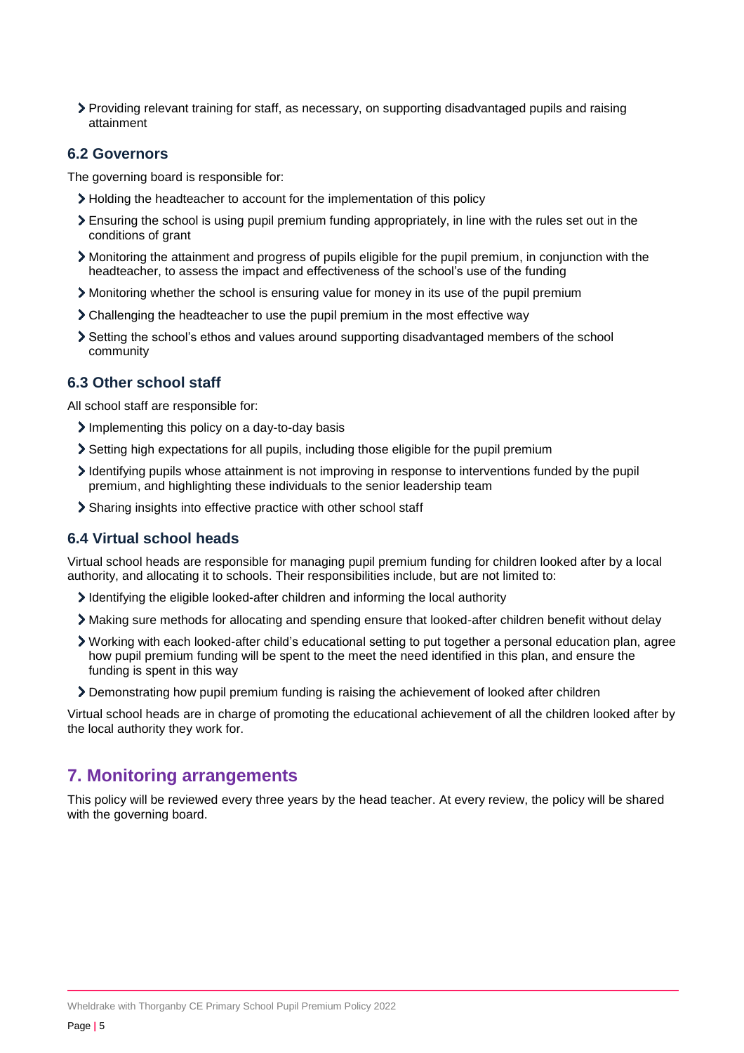- Providing relevant training for staff, as necessary, on supporting disadvantaged pupils and raising attainment

### 6.2 Governors

The governing board is responsible for:

- Holding the headteacher to account for the implementation of this policy
- Ensuring the school is using pupil premium funding appropriately, in line with the rules set out in the conditions of grant
- Monitoring the attainment and progress of pupils eligible for the pupil premium, in conjunction with the headteacher, to assess the impact and effectiveness of the school's use of the funding
- Monitoring whether the school is ensuring value for money in its use of the pupil premium
- Challenging the headteacher to use the pupil premium in the most effective way
- Setting the school's ethos and values around supporting disadvantaged members of the school community

### 6.3 Other school staff

All school staff are responsible for:

- Implementing this policy on a day-to-day basis
- Setting high expectations for all pupils, including those eligible for the pupil premium
- Identifying pupils whose attainment is not improving in response to interventions funded by the pupil premium, and highlighting these individuals to the senior leadership team
- Sharing insights into effective practice with other school staff

### 6.4 Virtual school heads

Virtual school heads are responsible for managing pupil premium funding for children looked after by a local authority, and allocating it to schools. Their responsibilities include, but are not limited to:

- Identifying the eligible looked-after children and informing the local authority
- Making sure methods for allocating and spending ensure that looked-after children benefit without delay
- Working with each looked-after child's educational setting to put together a personal education plan, agree how pupil premium funding will be spent to the meet the need identified in this plan, and ensure the funding is spent in this way
- Demonstrating how pupil premium funding is raising the achievement of looked after children

Virtual school heads are in charge of promoting the educational achievement of all the children looked after by the local authority they work for.

## 7. Monitoring arrangements

This policy will be reviewed every three years by the head teacher. At every review, the policy will be shared with the governing board.